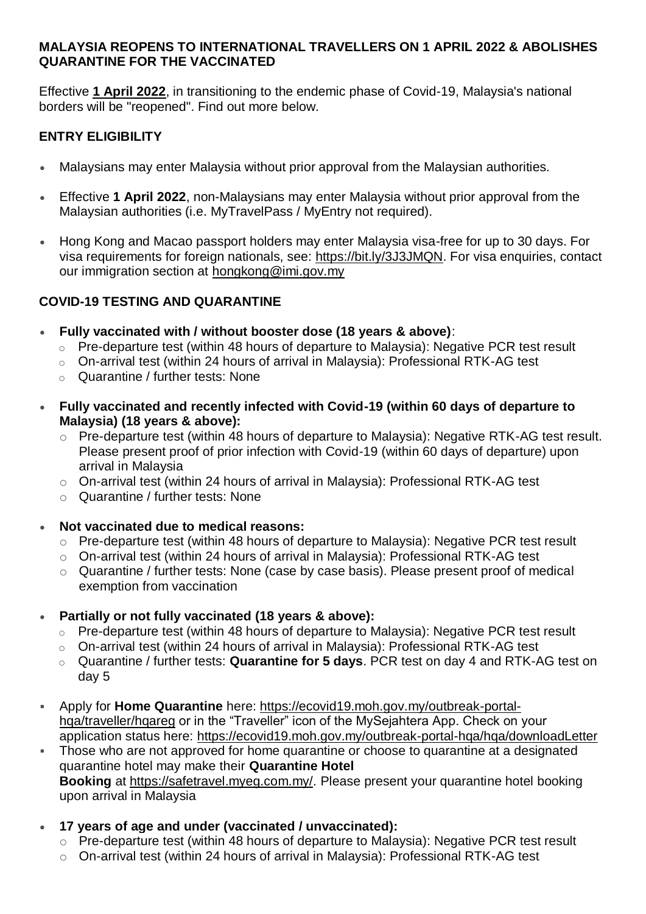**MALAYSIA REOPENS TO INTERNATIONAL TRAVELLERS ON 1 APRIL 2022 & ABOLISHES QUARANTINE FOR THE VACCINATED**

Effective **1 April 2022**, in transitioning to the endemic phase of Covid-19, Malaysia's national borders will be "reopened". Find out more below.

## ENTRY ELIGIBILITY

- Malaysians may enter Malaysia without prior approval from the Malaysian authorities.
- Effective **1 April 2022**, non-Malaysians may enter Malaysia without prior approval from the Malaysian authorities (i.e. MyTravelPass / MyEntry not required).
- Hong Kong and Macao passport holders may enter Malaysia visa-free for up to 30 days. For visa requirements for foreign nationals, see: https://bit.ly/3J3JMQN. For visa enquiries, contact our immigration section at hongkong@imi.gov.my

## COVID-19 TESTING AND QUARANTINE

- **Fully vaccinated with / without booster dose (18 years & above)**:
  - Pre-departure test (within 48 hours of departure to Malaysia): Negative PCR test result
  - On-arrival test (within 24 hours of arrival in Malaysia): Professional RTK-AG test
  - Quarantine / further tests: None
- **Fully vaccinated and recently infected with Covid-19 (within 60 days of departure to Malaysia) (18 years & above):**
  - Pre-departure test (within 48 hours of departure to Malaysia): Negative RTK-AG test result. Please present proof of prior infection with Covid-19 (within 60 days of departure) upon arrival in Malaysia
  - On-arrival test (within 24 hours of arrival in Malaysia): Professional RTK-AG test
  - Quarantine / further tests: None
- **Not vaccinated due to medical reasons:**
  - Pre-departure test (within 48 hours of departure to Malaysia): Negative PCR test result
  - On-arrival test (within 24 hours of arrival in Malaysia): Professional RTK-AG test
  - Quarantine / further tests: None (case by case basis). Please present proof of medical exemption from vaccination
- **Partially or not fully vaccinated (18 years & above):**
  - Pre-departure test (within 48 hours of departure to Malaysia): Negative PCR test result
  - On-arrival test (within 24 hours of arrival in Malaysia): Professional RTK-AG test
  - Quarantine / further tests: **Quarantine for 5 days**. PCR test on day 4 and RTK-AG test on day 5

- Apply for **Home Quarantine** here: https://ecovid19.moh.gov.my/outbreak-portal-hqa/traveller/hqareg or in the "Traveller" icon of the MySejahtera App. Check on your application status here: https://ecovid19.moh.gov.my/outbreak-portal-hqa/hqa/downloadLetter
- Those who are not approved for home quarantine or choose to quarantine at a designated quarantine hotel may make their **Quarantine Hotel Booking** at https://safetravel.myeg.com.my/. Please present your quarantine hotel booking upon arrival in Malaysia

- **17 years of age and under (vaccinated / unvaccinated):**
  - Pre-departure test (within 48 hours of departure to Malaysia): Negative PCR test result
  - On-arrival test (within 24 hours of arrival in Malaysia): Professional RTK-AG test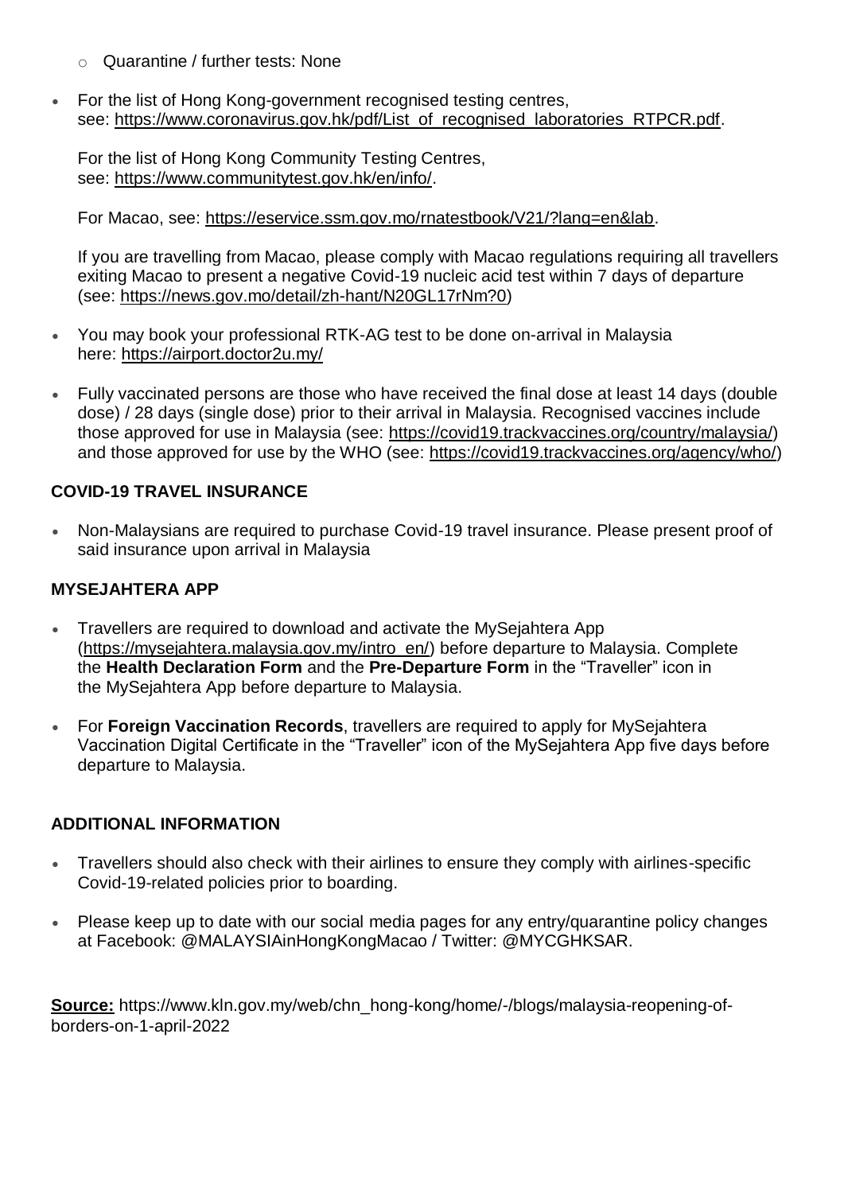- Quarantine / further tests: None

- For the list of Hong Kong-government recognised testing centres, see: https://www.coronavirus.gov.hk/pdf/List_of_recognised_laboratories_RTPCR.pdf.

  For the list of Hong Kong Community Testing Centres, see: https://www.communitytest.gov.hk/en/info/.

  For Macao, see: https://eservice.ssm.gov.mo/rnatestbook/V21/?lang=en&lab.

  If you are travelling from Macao, please comply with Macao regulations requiring all travellers exiting Macao to present a negative Covid-19 nucleic acid test within 7 days of departure (see: https://news.gov.mo/detail/zh-hant/N20GL17rNm?0)

- You may book your professional RTK-AG test to be done on-arrival in Malaysia here: https://airport.doctor2u.my/

- Fully vaccinated persons are those who have received the final dose at least 14 days (double dose) / 28 days (single dose) prior to their arrival in Malaysia. Recognised vaccines include those approved for use in Malaysia (see: https://covid19.trackvaccines.org/country/malaysia/) and those approved for use by the WHO (see: https://covid19.trackvaccines.org/agency/who/)

**COVID-19 TRAVEL INSURANCE**

- Non-Malaysians are required to purchase Covid-19 travel insurance. Please present proof of said insurance upon arrival in Malaysia

**MYSEJAHTERA APP**

- Travellers are required to download and activate the MySejahtera App (https://mysejahtera.malaysia.gov.my/intro_en/) before departure to Malaysia. Complete the **Health Declaration Form** and the **Pre-Departure Form** in the "Traveller" icon in the MySejahtera App before departure to Malaysia.

- For **Foreign Vaccination Records**, travellers are required to apply for MySejahtera Vaccination Digital Certificate in the "Traveller" icon of the MySejahtera App five days before departure to Malaysia.

**ADDITIONAL INFORMATION**

- Travellers should also check with their airlines to ensure they comply with airlines-specific Covid-19-related policies prior to boarding.

- Please keep up to date with our social media pages for any entry/quarantine policy changes at Facebook: @MALAYSIAinHongKongMacao / Twitter: @MYCGHKSAR.

**Source:** https://www.kln.gov.my/web/chn_hong-kong/home/-/blogs/malaysia-reopening-of-borders-on-1-april-2022